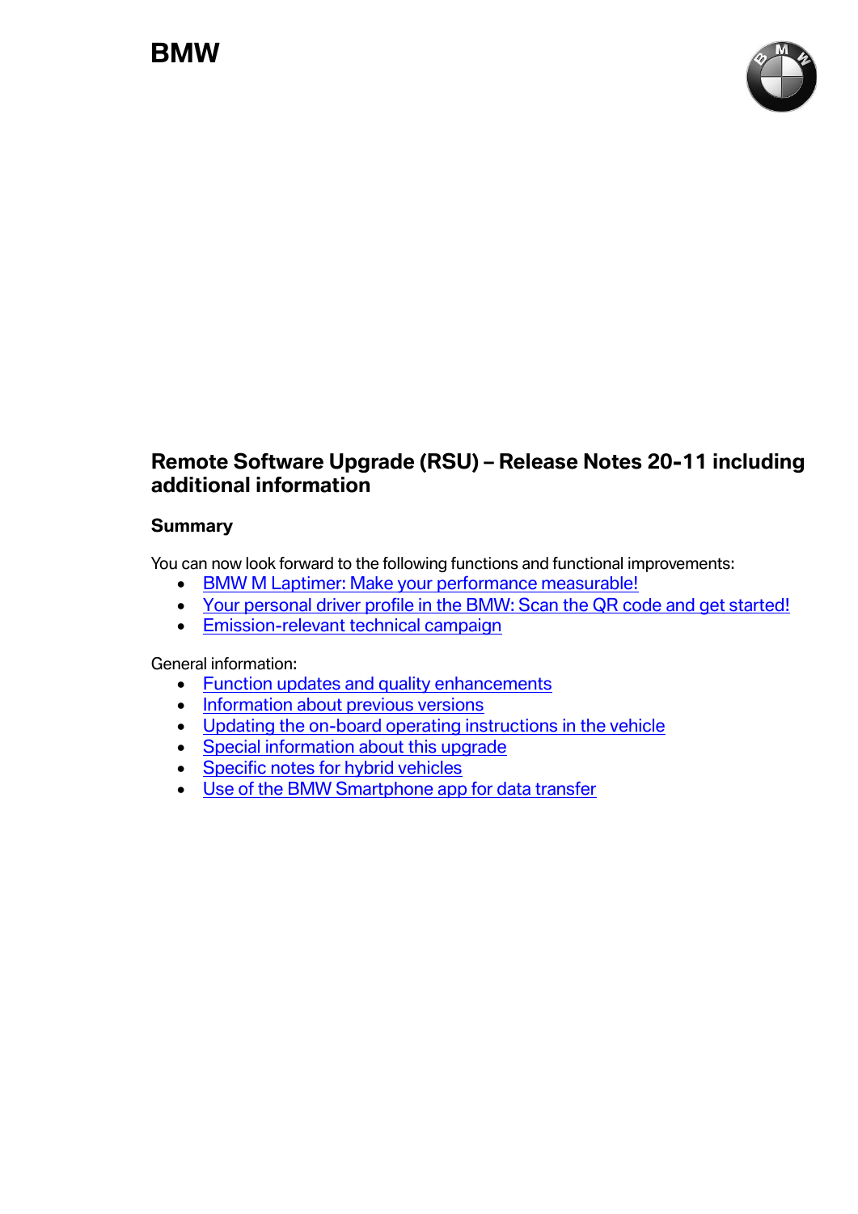BMW

# Remote Software Upgrade (RSU) – Release Notes 20-11 including additional information

## Summary

You can now look forward to the following functions and functional improvements:

- BMW M Laptimer: Make your performance measurable!
- Your personal driver profile in the BMW: Scan the QR code and get started!
- Emission-relevant technical campaign

General information:

- Function updates and quality enhancements
- Information about previous versions
- Updating the on-board operating instructions in the vehicle
- Special information about this upgrade
- Specific notes for hybrid vehicles
- Use of the BMW Smartphone app for data transfer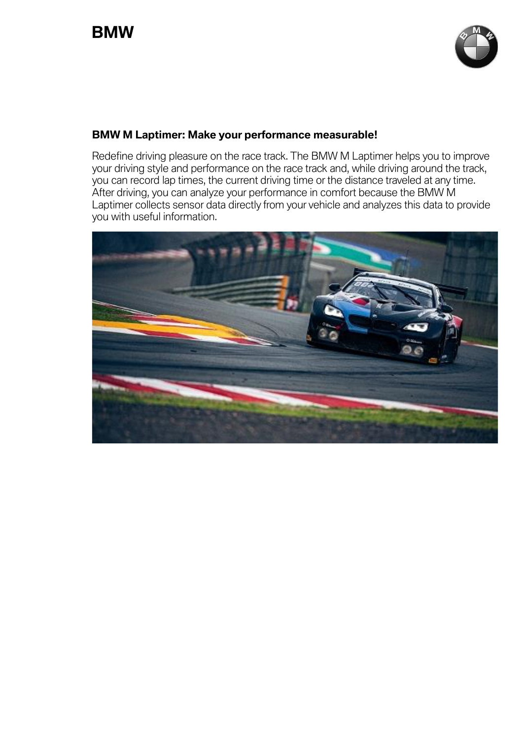**BMW M Laptimer: Make your performance measurable!**

Redefine driving pleasure on the race track. The BMW M Laptimer helps you to improve your driving style and performance on the race track and, while driving around the track, you can record lap times, the current driving time or the distance traveled at any time. After driving, you can analyze your performance in comfort because the BMW M Laptimer collects sensor data directly from your vehicle and analyzes this data to provide you with useful information.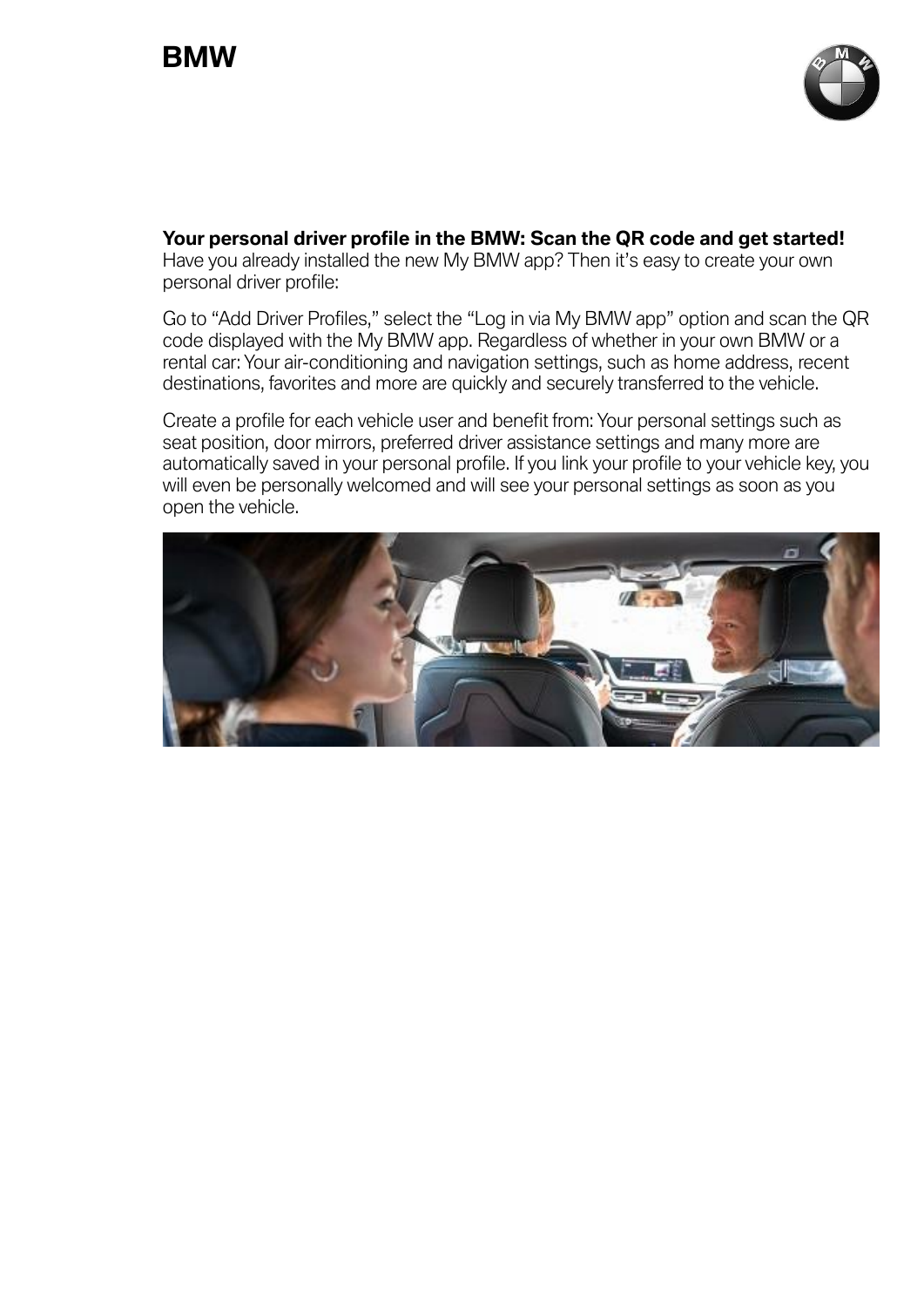**Your personal driver profile in the BMW: Scan the QR code and get started!**
Have you already installed the new My BMW app? Then it's easy to create your own personal driver profile:

Go to "Add Driver Profiles," select the "Log in via My BMW app" option and scan the QR code displayed with the My BMW app. Regardless of whether in your own BMW or a rental car: Your air-conditioning and navigation settings, such as home address, recent destinations, favorites and more are quickly and securely transferred to the vehicle.

Create a profile for each vehicle user and benefit from: Your personal settings such as seat position, door mirrors, preferred driver assistance settings and many more are automatically saved in your personal profile. If you link your profile to your vehicle key, you will even be personally welcomed and will see your personal settings as soon as you open the vehicle.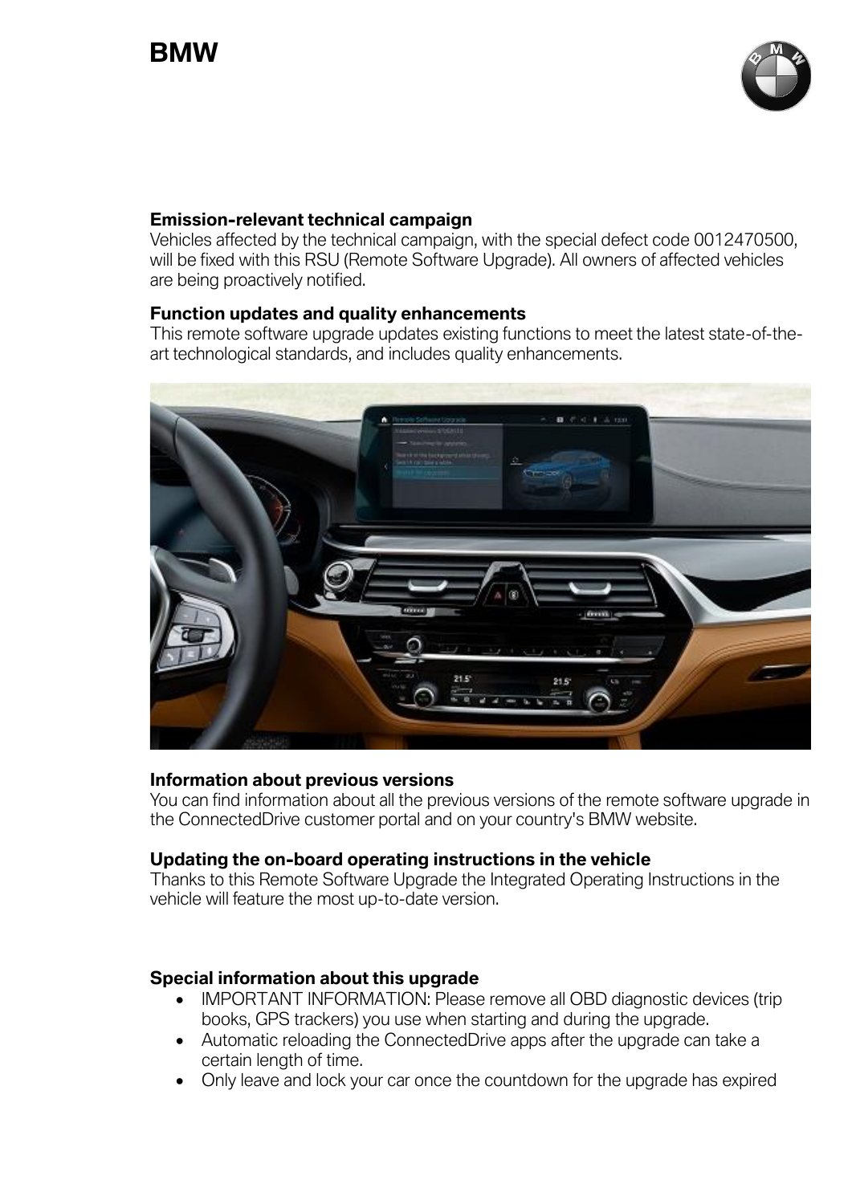**Emission-relevant technical campaign**
Vehicles affected by the technical campaign, with the special defect code 0012470500, will be fixed with this RSU (Remote Software Upgrade). All owners of affected vehicles are being proactively notified.

**Function updates and quality enhancements**
This remote software upgrade updates existing functions to meet the latest state-of-the-art technological standards, and includes quality enhancements.

**Information about previous versions**
You can find information about all the previous versions of the remote software upgrade in the ConnectedDrive customer portal and on your country's BMW website.

**Updating the on-board operating instructions in the vehicle**
Thanks to this Remote Software Upgrade the Integrated Operating Instructions in the vehicle will feature the most up-to-date version.

**Special information about this upgrade**

- IMPORTANT INFORMATION: Please remove all OBD diagnostic devices (trip books, GPS trackers) you use when starting and during the upgrade.
- Automatic reloading the ConnectedDrive apps after the upgrade can take a certain length of time.
- Only leave and lock your car once the countdown for the upgrade has expired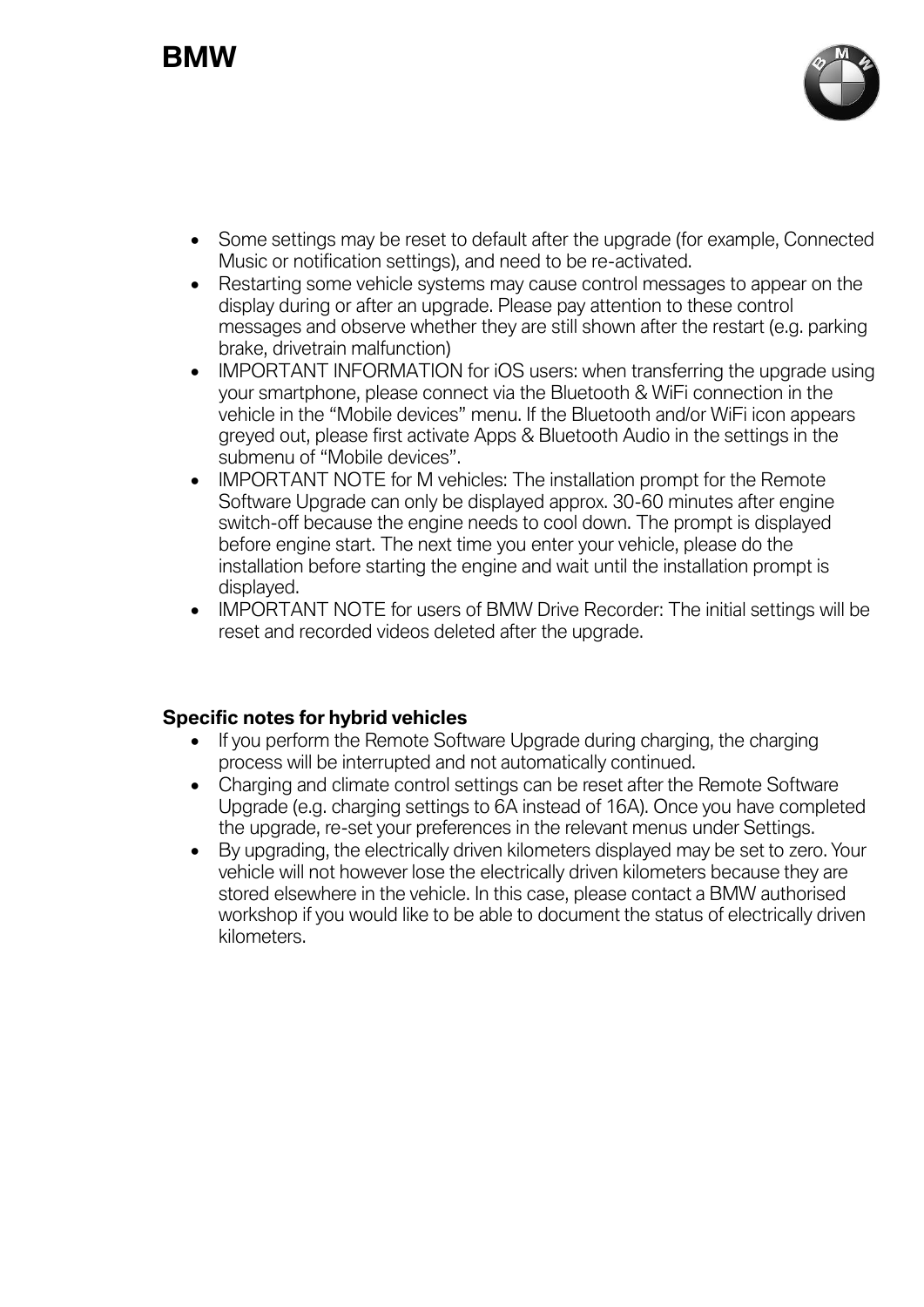- Some settings may be reset to default after the upgrade (for example, Connected Music or notification settings), and need to be re-activated.
- Restarting some vehicle systems may cause control messages to appear on the display during or after an upgrade. Please pay attention to these control messages and observe whether they are still shown after the restart (e.g. parking brake, drivetrain malfunction)
- IMPORTANT INFORMATION for iOS users: when transferring the upgrade using your smartphone, please connect via the Bluetooth & WiFi connection in the vehicle in the “Mobile devices” menu. If the Bluetooth and/or WiFi icon appears greyed out, please first activate Apps & Bluetooth Audio in the settings in the submenu of “Mobile devices”.
- IMPORTANT NOTE for M vehicles: The installation prompt for the Remote Software Upgrade can only be displayed approx. 30-60 minutes after engine switch-off because the engine needs to cool down. The prompt is displayed before engine start. The next time you enter your vehicle, please do the installation before starting the engine and wait until the installation prompt is displayed.
- IMPORTANT NOTE for users of BMW Drive Recorder: The initial settings will be reset and recorded videos deleted after the upgrade.

**Specific notes for hybrid vehicles**

- If you perform the Remote Software Upgrade during charging, the charging process will be interrupted and not automatically continued.
- Charging and climate control settings can be reset after the Remote Software Upgrade (e.g. charging settings to 6A instead of 16A). Once you have completed the upgrade, re-set your preferences in the relevant menus under Settings.
- By upgrading, the electrically driven kilometers displayed may be set to zero. Your vehicle will not however lose the electrically driven kilometers because they are stored elsewhere in the vehicle. In this case, please contact a BMW authorised workshop if you would like to be able to document the status of electrically driven kilometers.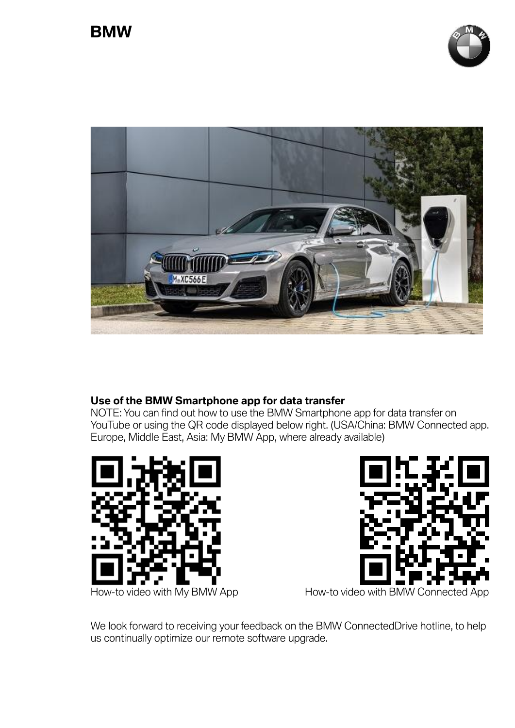**Use of the BMW Smartphone app for data transfer**
NOTE: You can find out how to use the BMW Smartphone app for data transfer on YouTube or using the QR code displayed below right. (USA/China: BMW Connected app. Europe, Middle East, Asia: My BMW App, where already available)

How-to video with My BMW App

How-to video with BMW Connected App

We look forward to receiving your feedback on the BMW ConnectedDrive hotline, to help us continually optimize our remote software upgrade.